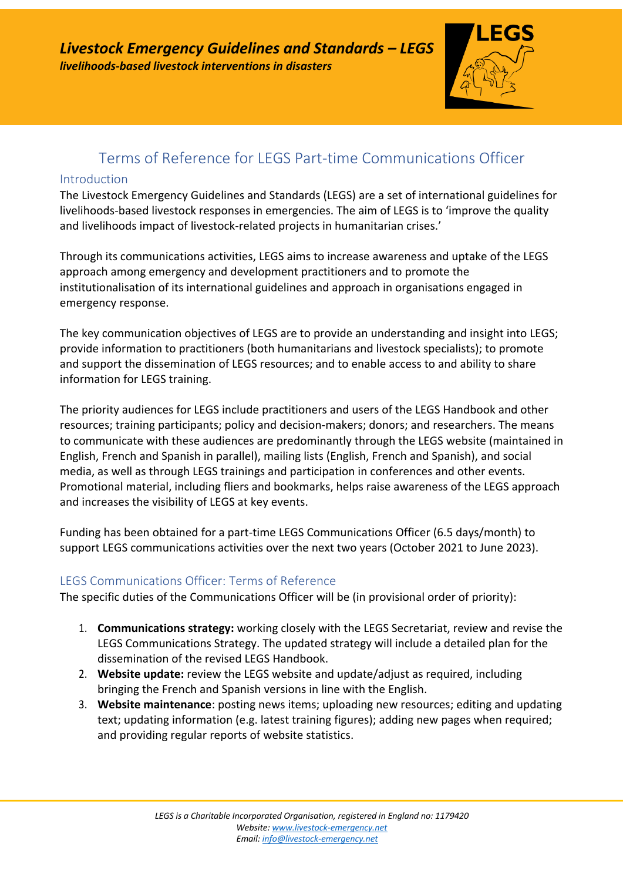*Livestock Emergency Guidelines and Standards – LEGS*
***livelihoods-based livestock interventions in disasters***

# Terms of Reference for LEGS Part-time Communications Officer

## Introduction

The Livestock Emergency Guidelines and Standards (LEGS) are a set of international guidelines for livelihoods-based livestock responses in emergencies. The aim of LEGS is to 'improve the quality and livelihoods impact of livestock-related projects in humanitarian crises.'

Through its communications activities, LEGS aims to increase awareness and uptake of the LEGS approach among emergency and development practitioners and to promote the institutionalisation of its international guidelines and approach in organisations engaged in emergency response.

The key communication objectives of LEGS are to provide an understanding and insight into LEGS; provide information to practitioners (both humanitarians and livestock specialists); to promote and support the dissemination of LEGS resources; and to enable access to and ability to share information for LEGS training.

The priority audiences for LEGS include practitioners and users of the LEGS Handbook and other resources; training participants; policy and decision-makers; donors; and researchers. The means to communicate with these audiences are predominantly through the LEGS website (maintained in English, French and Spanish in parallel), mailing lists (English, French and Spanish), and social media, as well as through LEGS trainings and participation in conferences and other events. Promotional material, including fliers and bookmarks, helps raise awareness of the LEGS approach and increases the visibility of LEGS at key events.

Funding has been obtained for a part-time LEGS Communications Officer (6.5 days/month) to support LEGS communications activities over the next two years (October 2021 to June 2023).

## LEGS Communications Officer: Terms of Reference

The specific duties of the Communications Officer will be (in provisional order of priority):

1. **Communications strategy:** working closely with the LEGS Secretariat, review and revise the LEGS Communications Strategy. The updated strategy will include a detailed plan for the dissemination of the revised LEGS Handbook.
2. **Website update:** review the LEGS website and update/adjust as required, including bringing the French and Spanish versions in line with the English.
3. **Website maintenance**: posting news items; uploading new resources; editing and updating text; updating information (e.g. latest training figures); adding new pages when required; and providing regular reports of website statistics.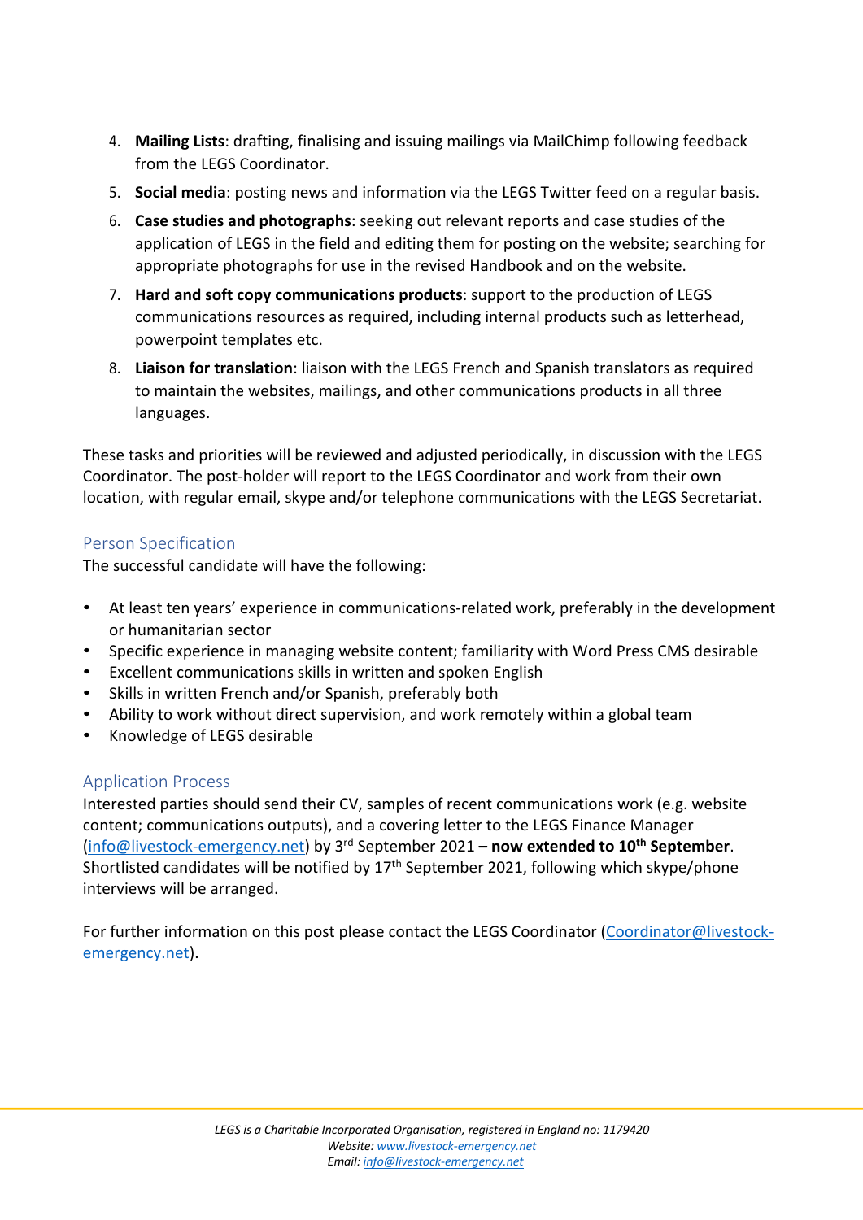4. **Mailing Lists**: drafting, finalising and issuing mailings via MailChimp following feedback from the LEGS Coordinator.
5. **Social media**: posting news and information via the LEGS Twitter feed on a regular basis.
6. **Case studies and photographs**: seeking out relevant reports and case studies of the application of LEGS in the field and editing them for posting on the website; searching for appropriate photographs for use in the revised Handbook and on the website.
7. **Hard and soft copy communications products**: support to the production of LEGS communications resources as required, including internal products such as letterhead, powerpoint templates etc.
8. **Liaison for translation**: liaison with the LEGS French and Spanish translators as required to maintain the websites, mailings, and other communications products in all three languages.

These tasks and priorities will be reviewed and adjusted periodically, in discussion with the LEGS Coordinator. The post-holder will report to the LEGS Coordinator and work from their own location, with regular email, skype and/or telephone communications with the LEGS Secretariat.

## Person Specification

The successful candidate will have the following:

- At least ten years' experience in communications-related work, preferably in the development or humanitarian sector
- Specific experience in managing website content; familiarity with Word Press CMS desirable
- Excellent communications skills in written and spoken English
- Skills in written French and/or Spanish, preferably both
- Ability to work without direct supervision, and work remotely within a global team
- Knowledge of LEGS desirable

## Application Process

Interested parties should send their CV, samples of recent communications work (e.g. website content; communications outputs), and a covering letter to the LEGS Finance Manager (info@livestock-emergency.net) by 3rd September 2021 **– now extended to 10th September**. Shortlisted candidates will be notified by 17th September 2021, following which skype/phone interviews will be arranged.

For further information on this post please contact the LEGS Coordinator (Coordinator@livestock-emergency.net).

*LEGS is a Charitable Incorporated Organisation, registered in England no: 1179420*
*Website: www.livestock-emergency.net*
*Email: info@livestock-emergency.net*